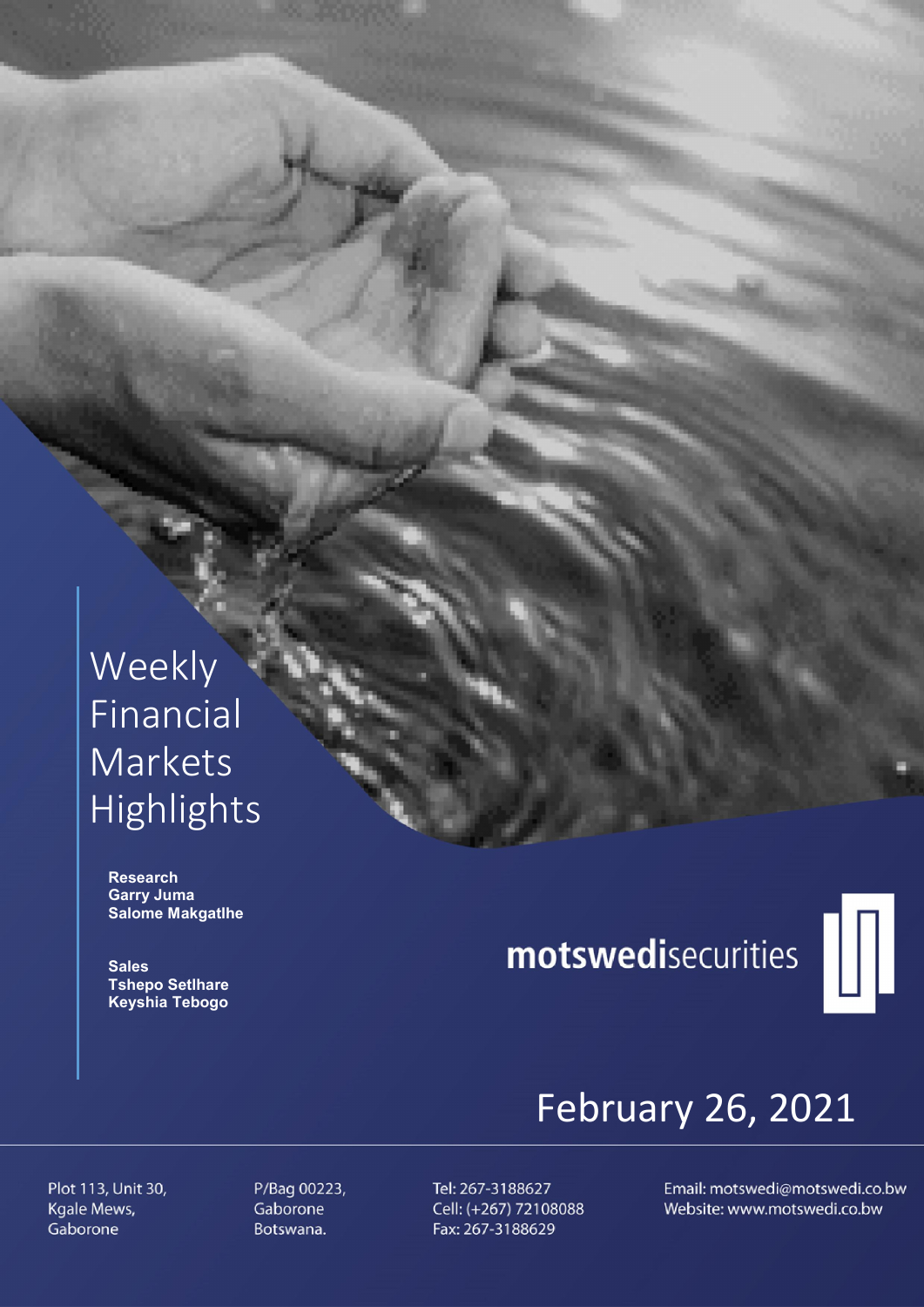# Weekly Financial Markets Highlights

**Research**
**Garry Juma**
**Salome Makgatlhe**

**Sales**
**Tshepo Setlhare**
**Keyshia Tebogo**

**motswedi**securities

February 26, 2021

Plot 113, Unit 30,
Kgale Mews,
Gaborone

P/Bag 00223,
Gaborone
Botswana.

Tel: 267-3188627
Cell: (+267) 72108088
Fax: 267-3188629

Email: motswedi@motswedi.co.bw
Website: www.motswedi.co.bw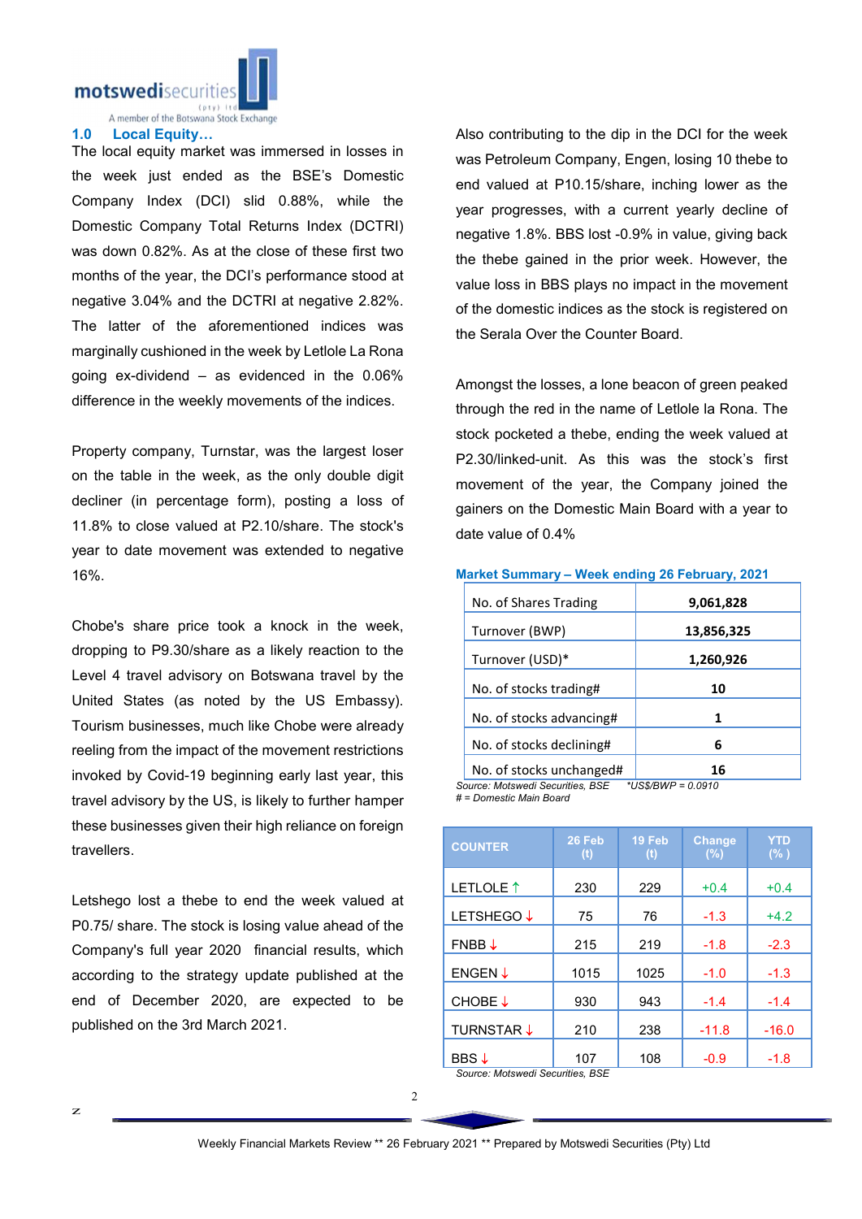## 1.0 Local Equity…

The local equity market was immersed in losses in the week just ended as the BSE's Domestic Company Index (DCI) slid 0.88%, while the Domestic Company Total Returns Index (DCTRI) was down 0.82%. As at the close of these first two months of the year, the DCI's performance stood at negative 3.04% and the DCTRI at negative 2.82%. The latter of the aforementioned indices was marginally cushioned in the week by Letlole La Rona going ex-dividend – as evidenced in the 0.06% difference in the weekly movements of the indices.

Property company, Turnstar, was the largest loser on the table in the week, as the only double digit decliner (in percentage form), posting a loss of 11.8% to close valued at P2.10/share. The stock's year to date movement was extended to negative 16%.

Chobe's share price took a knock in the week, dropping to P9.30/share as a likely reaction to the Level 4 travel advisory on Botswana travel by the United States (as noted by the US Embassy). Tourism businesses, much like Chobe were already reeling from the impact of the movement restrictions invoked by Covid-19 beginning early last year, this travel advisory by the US, is likely to further hamper these businesses given their high reliance on foreign travellers.

Letshego lost a thebe to end the week valued at P0.75/ share. The stock is losing value ahead of the Company's full year 2020 financial results, which according to the strategy update published at the end of December 2020, are expected to be published on the 3rd March 2021.

Also contributing to the dip in the DCI for the week was Petroleum Company, Engen, losing 10 thebe to end valued at P10.15/share, inching lower as the year progresses, with a current yearly decline of negative 1.8%. BBS lost -0.9% in value, giving back the thebe gained in the prior week. However, the value loss in BBS plays no impact in the movement of the domestic indices as the stock is registered on the Serala Over the Counter Board.

Amongst the losses, a lone beacon of green peaked through the red in the name of Letlole la Rona. The stock pocketed a thebe, ending the week valued at P2.30/linked-unit. As this was the stock's first movement of the year, the Company joined the gainers on the Domestic Main Board with a year to date value of 0.4%

**Market Summary – Week ending 26 February, 2021**

| | |
|---|---|
| No. of Shares Trading | **9,061,828** |
| Turnover (BWP) | **13,856,325** |
| Turnover (USD)* | **1,260,926** |
| No. of stocks trading# | **10** |
| No. of stocks advancing# | **1** |
| No. of stocks declining# | **6** |
| No. of stocks unchanged# | **16** |

*Source: Motswedi Securities, BSE* *\*US$/BWP = 0.0910*
*# = Domestic Main Board*

| COUNTER | 26 Feb (t) | 19 Feb (t) | Change (%) | YTD (%) |
|---|---|---|---|---|
| LETLOLE ↑ | 230 | 229 | +0.4 | +0.4 |
| LETSHEGO ↓ | 75 | 76 | -1.3 | +4.2 |
| FNBB ↓ | 215 | 219 | -1.8 | -2.3 |
| ENGEN ↓ | 1015 | 1025 | -1.0 | -1.3 |
| CHOBE ↓ | 930 | 943 | -1.4 | -1.4 |
| TURNSTAR ↓ | 210 | 238 | -11.8 | -16.0 |
| BBS ↓ | 107 | 108 | -0.9 | -1.8 |

*Source: Motswedi Securities, BSE*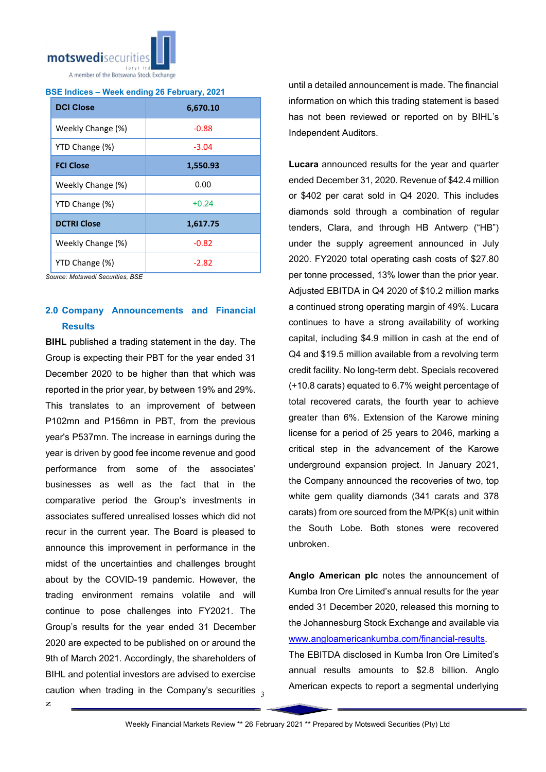**BSE Indices – Week ending 26 February, 2021**

| **DCI Close** | **6,670.10** |
|---|---|
| Weekly Change (%) | -0.88 |
| YTD Change (%) | -3.04 |
| **FCI Close** | **1,550.93** |
| Weekly Change (%) | 0.00 |
| YTD Change (%) | +0.24 |
| **DCTRI Close** | **1,617.75** |
| Weekly Change (%) | -0.82 |
| YTD Change (%) | -2.82 |

*Source: Motswedi Securities, BSE*

## 2.0 Company Announcements and Financial Results

**BIHL** published a trading statement in the day. The Group is expecting their PBT for the year ended 31 December 2020 to be higher than that which was reported in the prior year, by between 19% and 29%. This translates to an improvement of between P102mn and P156mn in PBT, from the previous year's P537mn. The increase in earnings during the year is driven by good fee income revenue and good performance from some of the associates' businesses as well as the fact that in the comparative period the Group's investments in associates suffered unrealised losses which did not recur in the current year. The Board is pleased to announce this improvement in performance in the midst of the uncertainties and challenges brought about by the COVID-19 pandemic. However, the trading environment remains volatile and will continue to pose challenges into FY2021. The Group's results for the year ended 31 December 2020 are expected to be published on or around the 9th of March 2021. Accordingly, the shareholders of BIHL and potential investors are advised to exercise caution when trading in the Company's securities until a detailed announcement is made. The financial information on which this trading statement is based has not been reviewed or reported on by BIHL's Independent Auditors.

**Lucara** announced results for the year and quarter ended December 31, 2020. Revenue of $42.4 million or $402 per carat sold in Q4 2020. This includes diamonds sold through a combination of regular tenders, Clara, and through HB Antwerp ("HB") under the supply agreement announced in July 2020. FY2020 total operating cash costs of $27.80 per tonne processed, 13% lower than the prior year. Adjusted EBITDA in Q4 2020 of $10.2 million marks a continued strong operating margin of 49%. Lucara continues to have a strong availability of working capital, including $4.9 million in cash at the end of Q4 and $19.5 million available from a revolving term credit facility. No long-term debt. Specials recovered (+10.8 carats) equated to 6.7% weight percentage of total recovered carats, the fourth year to achieve greater than 6%. Extension of the Karowe mining license for a period of 25 years to 2046, marking a critical step in the advancement of the Karowe underground expansion project. In January 2021, the Company announced the recoveries of two, top white gem quality diamonds (341 carats and 378 carats) from ore sourced from the M/PK(s) unit within the South Lobe. Both stones were recovered unbroken.

**Anglo American plc** notes the announcement of Kumba Iron Ore Limited's annual results for the year ended 31 December 2020, released this morning to the Johannesburg Stock Exchange and available via www.angloamericankumba.com/financial-results. The EBITDA disclosed in Kumba Iron Ore Limited's annual results amounts to $2.8 billion. Anglo American expects to report a segmental underlying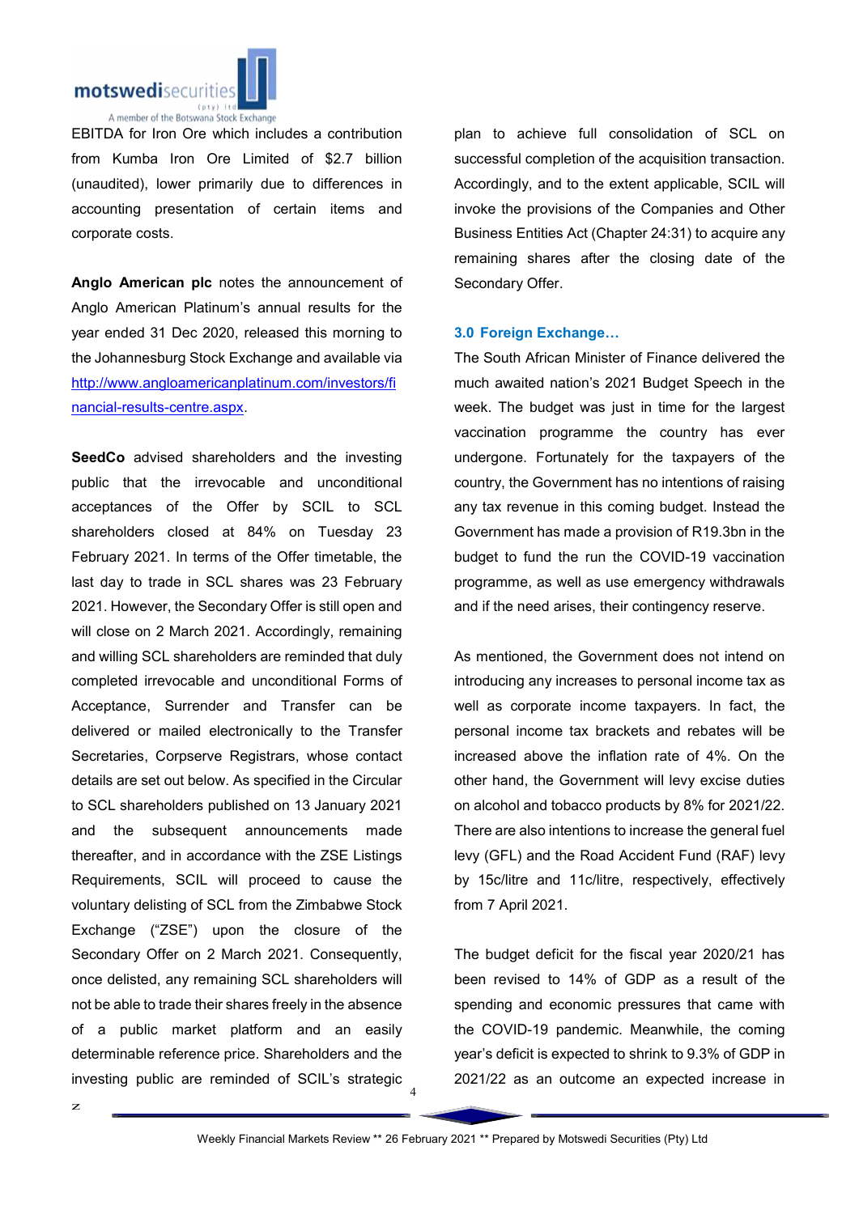EBITDA for Iron Ore which includes a contribution from Kumba Iron Ore Limited of $2.7 billion (unaudited), lower primarily due to differences in accounting presentation of certain items and corporate costs.

**Anglo American plc** notes the announcement of Anglo American Platinum's annual results for the year ended 31 Dec 2020, released this morning to the Johannesburg Stock Exchange and available via [http://www.angloamericanplatinum.com/investors/financial-results-centre.aspx](http://www.angloamericanplatinum.com/investors/financial-results-centre.aspx).

**SeedCo** advised shareholders and the investing public that the irrevocable and unconditional acceptances of the Offer by SCIL to SCL shareholders closed at 84% on Tuesday 23 February 2021. In terms of the Offer timetable, the last day to trade in SCL shares was 23 February 2021. However, the Secondary Offer is still open and will close on 2 March 2021. Accordingly, remaining and willing SCL shareholders are reminded that duly completed irrevocable and unconditional Forms of Acceptance, Surrender and Transfer can be delivered or mailed electronically to the Transfer Secretaries, Corpserve Registrars, whose contact details are set out below. As specified in the Circular to SCL shareholders published on 13 January 2021 and the subsequent announcements made thereafter, and in accordance with the ZSE Listings Requirements, SCIL will proceed to cause the voluntary delisting of SCL from the Zimbabwe Stock Exchange ("ZSE") upon the closure of the Secondary Offer on 2 March 2021. Consequently, once delisted, any remaining SCL shareholders will not be able to trade their shares freely in the absence of a public market platform and an easily determinable reference price. Shareholders and the investing public are reminded of SCIL's strategic plan to achieve full consolidation of SCL on successful completion of the acquisition transaction. Accordingly, and to the extent applicable, SCIL will invoke the provisions of the Companies and Other Business Entities Act (Chapter 24:31) to acquire any remaining shares after the closing date of the Secondary Offer.

## 3.0 Foreign Exchange…

The South African Minister of Finance delivered the much awaited nation's 2021 Budget Speech in the week. The budget was just in time for the largest vaccination programme the country has ever undergone. Fortunately for the taxpayers of the country, the Government has no intentions of raising any tax revenue in this coming budget. Instead the Government has made a provision of R19.3bn in the budget to fund the run the COVID-19 vaccination programme, as well as use emergency withdrawals and if the need arises, their contingency reserve.

As mentioned, the Government does not intend on introducing any increases to personal income tax as well as corporate income taxpayers. In fact, the personal income tax brackets and rebates will be increased above the inflation rate of 4%. On the other hand, the Government will levy excise duties on alcohol and tobacco products by 8% for 2021/22. There are also intentions to increase the general fuel levy (GFL) and the Road Accident Fund (RAF) levy by 15c/litre and 11c/litre, respectively, effectively from 7 April 2021.

The budget deficit for the fiscal year 2020/21 has been revised to 14% of GDP as a result of the spending and economic pressures that came with the COVID-19 pandemic. Meanwhile, the coming year's deficit is expected to shrink to 9.3% of GDP in 2021/22 as an outcome an expected increase in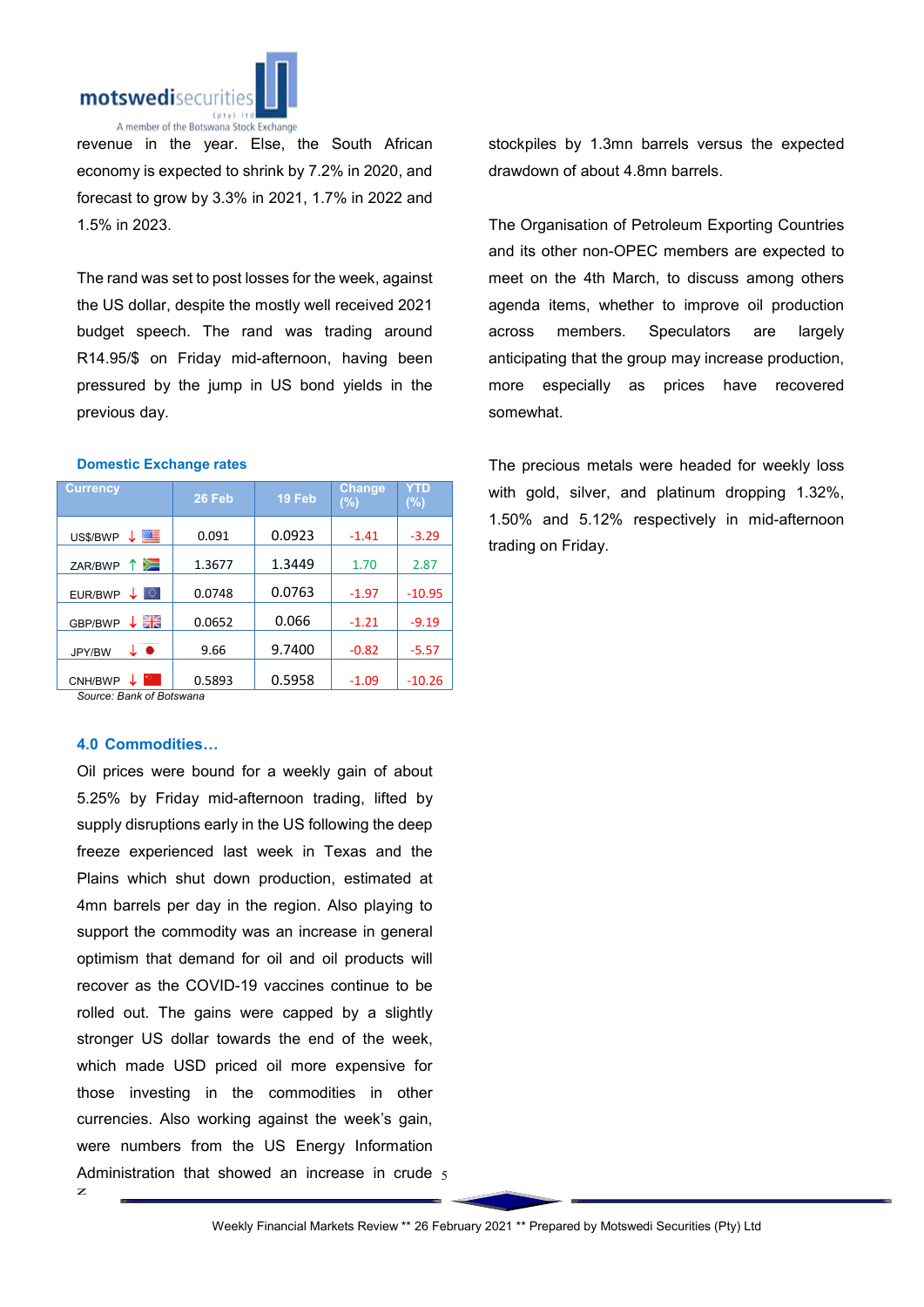revenue in the year. Else, the South African economy is expected to shrink by 7.2% in 2020, and forecast to grow by 3.3% in 2021, 1.7% in 2022 and 1.5% in 2023.

The rand was set to post losses for the week, against the US dollar, despite the mostly well received 2021 budget speech. The rand was trading around R14.95/$ on Friday mid-afternoon, having been pressured by the jump in US bond yields in the previous day.

**Domestic Exchange rates**

| Currency | 26 Feb | 19 Feb | Change (%) | YTD (%) |
|---|---|---|---|---|
| US$/BWP ↓ | 0.091 | 0.0923 | -1.41 | -3.29 |
| ZAR/BWP ↑ | 1.3677 | 1.3449 | 1.70 | 2.87 |
| EUR/BWP ↓ | 0.0748 | 0.0763 | -1.97 | -10.95 |
| GBP/BWP ↓ | 0.0652 | 0.066 | -1.21 | -9.19 |
| JPY/BW ↓ | 9.66 | 9.7400 | -0.82 | -5.57 |
| CNH/BWP ↓ | 0.5893 | 0.5958 | -1.09 | -10.26 |

*Source: Bank of Botswana*

## 4.0 Commodities…

Oil prices were bound for a weekly gain of about 5.25% by Friday mid-afternoon trading, lifted by supply disruptions early in the US following the deep freeze experienced last week in Texas and the Plains which shut down production, estimated at 4mn barrels per day in the region. Also playing to support the commodity was an increase in general optimism that demand for oil and oil products will recover as the COVID-19 vaccines continue to be rolled out. The gains were capped by a slightly stronger US dollar towards the end of the week, which made USD priced oil more expensive for those investing in the commodities in other currencies. Also working against the week's gain, were numbers from the US Energy Information Administration that showed an increase in crude stockpiles by 1.3mn barrels versus the expected drawdown of about 4.8mn barrels.

The Organisation of Petroleum Exporting Countries and its other non-OPEC members are expected to meet on the 4th March, to discuss among others agenda items, whether to improve oil production across members. Speculators are largely anticipating that the group may increase production, more especially as prices have recovered somewhat.

The precious metals were headed for weekly loss with gold, silver, and platinum dropping 1.32%, 1.50% and 5.12% respectively in mid-afternoon trading on Friday.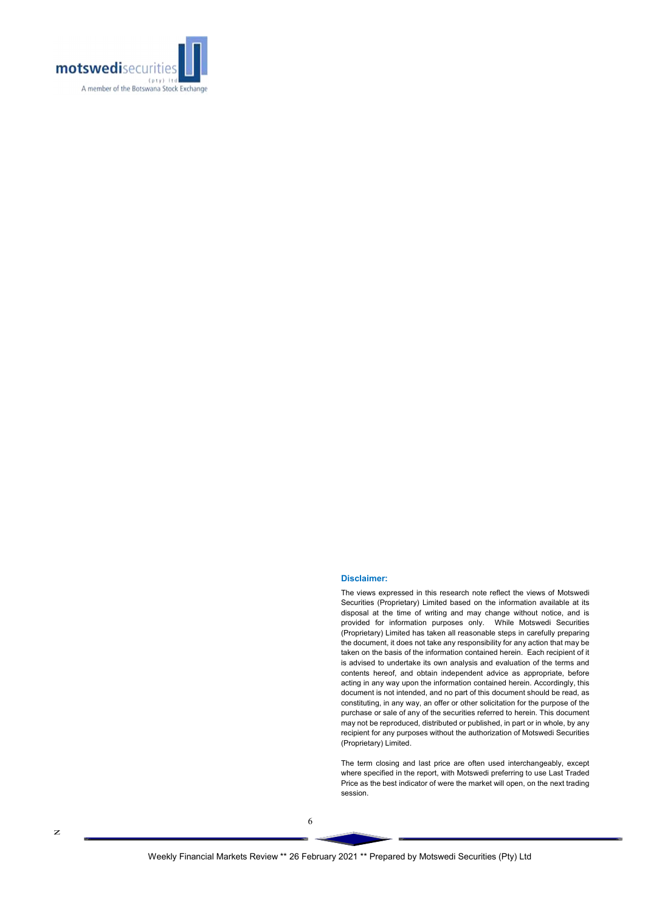**Disclaimer:**

The views expressed in this research note reflect the views of Motswedi Securities (Proprietary) Limited based on the information available at its disposal at the time of writing and may change without notice, and is provided for information purposes only. While Motswedi Securities (Proprietary) Limited has taken all reasonable steps in carefully preparing the document, it does not take any responsibility for any action that may be taken on the basis of the information contained herein. Each recipient of it is advised to undertake its own analysis and evaluation of the terms and contents hereof, and obtain independent advice as appropriate, before acting in any way upon the information contained herein. Accordingly, this document is not intended, and no part of this document should be read, as constituting, in any way, an offer or other solicitation for the purpose of the purchase or sale of any of the securities referred to herein. This document may not be reproduced, distributed or published, in part or in whole, by any recipient for any purposes without the authorization of Motswedi Securities (Proprietary) Limited.

The term closing and last price are often used interchangeably, except where specified in the report, with Motswedi preferring to use Last Traded Price as the best indicator of were the market will open, on the next trading session.